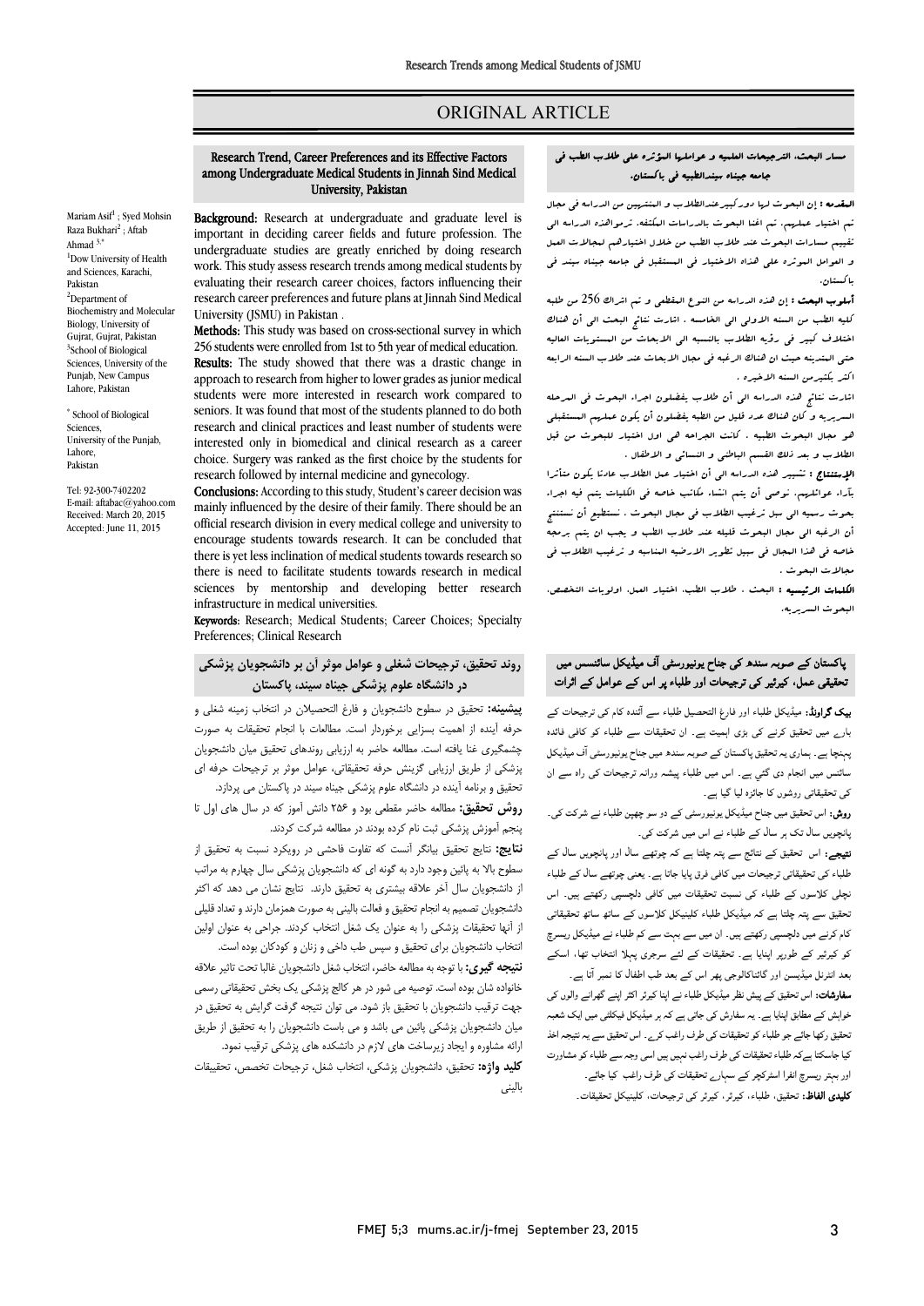ORIGINAL ARTICLE

# Research Trend, Career Preferences and its Effective Factors among Undergraduate Medical Students in Jinnah Sind Medical University, Pakistan

Mariam Asif[1]; Syed Mohsin Raza Bukhari[2]; Aftab Ahmad[3,*]

[1]Dow University of Health and Sciences, Karachi, Pakistan

[2]Department of Biochemistry and Molecular Biology, University of Gujrat, Gujrat, Pakistan

[3]School of Biological Sciences, University of the Punjab, New Campus Lahore, Pakistan

[*] School of Biological Sciences, University of the Punjab, Lahore, Pakistan

Tel: 92-300-7402202

E-mail: aftabac@yahoo.com

Received: March 20, 2015

Accepted: June 11, 2015

**Background:** Research at undergraduate and graduate level is important in deciding career fields and future profession. The undergraduate studies are greatly enriched by doing research work. This study assess research trends among medical students by evaluating their research career choices, factors influencing their research career preferences and future plans at Jinnah Sind Medical University (JSMU) in Pakistan .

**Methods:** This study was based on cross-sectional survey in which 256 students were enrolled from 1st to 5th year of medical education.

**Results:** The study showed that there was a drastic change in approach to research from higher to lower grades as junior medical students were more interested in research work compared to seniors. It was found that most of the students planned to do both research and clinical practices and least number of students were interested only in biomedical and clinical research as a career choice. Surgery was ranked as the first choice by the students for research followed by internal medicine and gynecology.

**Conclusions:** According to this study, Student's career decision was mainly influenced by the desire of their family. There should be an official research division in every medical college and university to encourage students towards research. It can be concluded that there is yet less inclination of medical students towards research so there is need to facilitate students towards research in medical sciences by mentorship and developing better research infrastructure in medical universities.

**Keywords:** Research; Medical Students; Career Choices; Specialty Preferences; Clinical Research

## روند تحقیق، ترجیحات شغلی و عوامل موثر آن بر دانشجویان پزشکی در دانشگاه علوم پزشکی جیناه سیند، پاکستان

**پیشینه:** تحقیق در سطوح دانشجویان و فارغ التحصیلان در انتخاب زمینه شغلی و حرفه آینده از اهمیت بسزایی برخوردار است. مطالعات با انجام تحقیقات به صورت چشمگیری غنا یافته است. مطالعه حاضر به ارزیابی روندهای تحقیق میان دانشجویان پزشکی از طریق ارزیابی گزینش حرفه تحقیقاتی، عوامل موثر بر ترجیحات حرفه ای تحقیق و برنامه آینده در دانشگاه علوم پزشکی جیناه سیند در پاکستان می پردازد.

**روش تحقیق:** مطالعه حاضر مقطعی بود و ۲۵۶ دانش آموز که در سال های اول تا پنجم آموزش پزشکی ثبت نام کرده بودند در مطالعه شرکت کردند.

**نتایج:** نتایج تحقیق بیانگر آنست که تفاوت فاحشی در رویکرد نسبت به تحقیق از سطوح بالا به پائین وجود دارد به گونه ای که دانشجویان پزشکی سال چهارم به مراتب از دانشجویان سال آخر علاقه بیشتری به تحقیق دارند. نتایج نشان می دهد که اکثر دانشجویان تصمیم به انجام تحقیق و فعالت بالینی به صورت همزمان دارند و تعداد قلیلی از آنها تحقیقات پزشکی را به عنوان یک شغل انتخاب کردند. جراحی به عنوان اولین انتخاب دانشجویان برای تحقیق و سپس طب داخلی و زنان و کودکان بوده است.

**نتیجه گیری:** با توجه به مطالعه حاضر، انتخاب شغل دانشجویان غالبا تحت تاثیر علاقه خانواده شان بوده است. توصیه می شور در هر کالج پزشکی یک بخش تحقیقاتی رسمی جهت ترغیب دانشجویان با تحقیق باز شود. می توان نتیجه گرفت گرایش به تحقیق در میان دانشجویان پزشکی پائین می باشد و می باست دانشجویان را به تحقیق از طریق ارائه مشاوره و ایجاد زیرساخت های لازم در دانشکده های پزشکی ترغیب نمود.

**کلید واژه:** تحقیق، دانشجویان پزشکی، انتخاب شغل، ترجیحات تخصص، تحقیقات بالینی

## مسار البحث، الترجیحات العلمیه و عوامله‌ا المؤثره علی طلاب الطب فی جامعه جیناه سیندالطبیه فی باکستان.

**المقدمه :** إن البحوث لها دورکبیرعندالطلاب و المنتهین من الدراسه فی مجال تم اختیار عملهم. تم اغنا البحوث بالدراسات المکثفه. ترموهذه الدراسه الی تقییم مسارات البحوث عند طلاب الطب من خلال اختیارهم لمجالات العمل و العوامل الموثره علی هذاه الاختیار فی المستقبل فی جامعه جیناه سیند فی باکستان.

**أسلوب البحث :** إن هذه الدراسه من النوع المقطعی و تم اشراك 256 من طلبه کلیه الطب من السنه الاولی الی الخامسه . اشارت نتائج البحث الی أن هناك اختلاف کبیر فی رؤیه الطلاب بالنسبه الی الابحاث من المستویات العالیه حتی المتدینه حیث ان هناك الرغبه فی مجال الابحاث عند طلاب السنه الرابعه اکثر بکثیر من السنه الاخیره .

اشارت نتائج هذه الدراسه الی أن طلاب یفضلون اجراء البحوث فی المرحله السریریه و أن کان هناك عدد قلیل من الطلبه یفضلون أن یکون عملهم المستقبلی هو مجال البحوث الطبیه . کانت الجراحه هی اول اختیار للبحوث من قبل الطلاب و بعد ذلك القسم الباطنی و النسائی و الاطفال .

**الإستنتاج :** تشیر هذه الدراسه الی أن اختیار عمل الطلاب عادتا یکون متأثرا بآراء عوائلهم. نوصی أن یتم انشاء مکاتب خاصه فی الکلیات یتم فیه اجراء بحوث رسمیه الی سبل ترغیب الطلاب فی مجال البحوث . نستطیع أن نستنتج أن الرغبه الی مجال البحوث قلیله عند طلاب الطب و یجب ان یتم برمجه خاصه فی هذا المجال فی سبیل تطویر الارضیه المناسبه و ترغیب الطلاب فی مجالات البحوث .

**الکلمات الرئیسیه :** البحث ، طلاب الطب، اختیار العمل، اولویات التخصص، البحوث السریریه.

## پاکستان کے صوبہ سندھ کی جناح یونیورسٹی آف میڈیکل سائنسس میں تحقیقی عمل، کیرئیر کی ترجیحات اور طلباء پر اس کے عوامل کے اثرات

**بیک گراونڈ:** میڈیکل طلباء اور فارغ التحصیل طلباء سے آئندہ کام کی ترجیحات کے بارے میں تحقیق کرنے کی بڑی اہمیت ہے۔ ان تحقیقات سے طلباء کو کافی فائدہ پہنچا ہے۔ ہماری یہ تحقیق پاکستان کے صوبہ سندھ میں جناح یونیورسٹی آف میڈیکل سائنس میں انجام دی گئي ہے۔ اس میں طلباء پیشہ ورانہ ترجیحات کی راہ سے ان کی تحقیقاتی روشوں کا جائزہ لیا گيا ہے۔

**روش:** اس تحقیق میں جناح میڈیکل یونیورسٹی کے دو سو چھپن طلباء نے شرکت کی۔ پانچویں سال تک ہر سال کے طلباء نے اس میں شرکت کی۔

**نتیجے:** اس تحقیق کے نتائج سے پتہ چلتا ہے کہ چوتھے سال اور پانچویں سال کے طلباء کی تحقیقاتی ترجیحات میں کافی فرق پایا جاتا ہے۔ یعنی چوتھے سال کے طلباء نچلی کلاسوں کے طلباء کی نسبت تحقیقات میں کافی دلچسپی رکھتے ہیں۔ اس تحقیق سے پتہ چلتا ہے کہ میڈیکل طلباء کلینیکل کلاسوں کے ساتھ ساتھ تحقیقاتی کام کرنے میں دلچسپی رکھتے ہیں۔ ان میں سے بہت سے کم طلباء نے میڈیکل ریسرچ کو کیرئیر کے طور پر اپنایا ہے۔ تحقیقات کے لئے سرجری پہلا انتخاب تھا، اسکے بعد انٹرنل میڈیسن اور گائناکالوجی پھر اس کے بعد طب اطفال کا نمبر آتا ہے۔

**سفارشات:** اس تحقیق کے پیش نظر میڈیکل طلباء نے اپنا کیرئر اکثر اپنے گھرانے والوں کی خواہش کے مطابق اپنایا ہے۔ یہ سفارش کی جاتی ہے کہ ہر میڈیکل فیکلٹی میں ایک شعبہ تحقیق رکھا جائے جو طلباء کو تحقیقات کی طرف راغب کرے۔ اس تحقیق سے یہ نتیجہ اخذ کیا جاسکتا ہےکہ طلباء تحقیقات کی طرف راغب نہیں ہیں اسی وجہ سے طلباء کو مشاورت اور بہتر ریسرچ انفرا اسٹرکچر کے سہارے تحقیقات کی طرف راغب کیا جائے۔

**کلیدی الفاظ:** تحقیق، طلباء، کیرئر، کیرئر کی ترجیحات، کلینیکل تحقیقات۔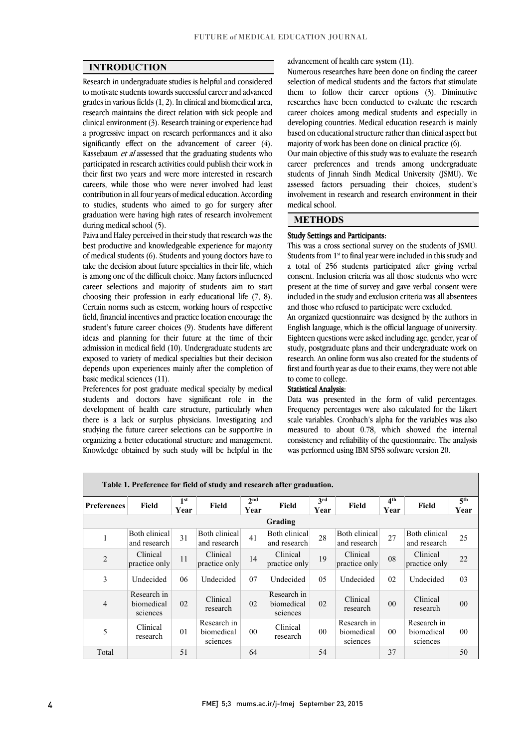## INTRODUCTION

Research in undergraduate studies is helpful and considered to motivate students towards successful career and advanced grades in various fields (1, 2). In clinical and biomedical area, research maintains the direct relation with sick people and clinical environment (3). Research training or experience had a progressive impact on research performances and it also significantly effect on the advancement of career (4). Kassebaum *et al* assessed that the graduating students who participated in research activities could publish their work in their first two years and were more interested in research careers, while those who were never involved had least contribution in all four years of medical education. According to studies, students who aimed to go for surgery after graduation were having high rates of research involvement during medical school (5).

Paiva and Haley perceived in their study that research was the best productive and knowledgeable experience for majority of medical students (6). Students and young doctors have to take the decision about future specialties in their life, which is among one of the difficult choice. Many factors influenced career selections and majority of students aim to start choosing their profession in early educational life (7, 8). Certain norms such as esteem, working hours of respective field, financial incentives and practice location encourage the student's future career choices (9). Students have different ideas and planning for their future at the time of their admission in medical field (10). Undergraduate students are exposed to variety of medical specialties but their decision depends upon experiences mainly after the completion of basic medical sciences (11).

Preferences for post graduate medical specialty by medical students and doctors have significant role in the development of health care structure, particularly when there is a lack or surplus physicians. Investigating and studying the future career selections can be supportive in organizing a better educational structure and management. Knowledge obtained by such study will be helpful in the advancement of health care system (11).

Numerous researches have been done on finding the career selection of medical students and the factors that stimulate them to follow their career options (3). Diminutive researches have been conducted to evaluate the research career choices among medical students and especially in developing countries. Medical education research is mainly based on educational structure rather than clinical aspect but majority of work has been done on clinical practice (6).

Our main objective of this study was to evaluate the research career preferences and trends among undergraduate students of Jinnah Sindh Medical University (JSMU). We assessed factors persuading their choices, student's involvement in research and research environment in their medical school.

## METHODS

### Study Settings and Participants:

This was a cross sectional survey on the students of JSMU. Students from 1st to final year were included in this study and a total of 256 students participated after giving verbal consent. Inclusion criteria was all those students who were present at the time of survey and gave verbal consent were included in the study and exclusion criteria was all absentees and those who refused to participate were excluded.

An organized questionnaire was designed by the authors in English language, which is the official language of university. Eighteen questions were asked including age, gender, year of study, postgraduate plans and their undergraduate work on research. An online form was also created for the students of first and fourth year as due to their exams, they were not able to come to college.

### Statistical Analysis:

Data was presented in the form of valid percentages. Frequency percentages were also calculated for the Likert scale variables. Cronbach's alpha for the variables was also measured to about 0.78, which showed the internal consistency and reliability of the questionnaire. The analysis was performed using IBM SPSS software version 20.

**Table 1. Preference for field of study and research after graduation.**

| Preferences | Field | 1st Year | Field | 2nd Year | Field | 3rd Year | Field | 4th Year | Field | 5th Year |
|---|---|---|---|---|---|---|---|---|---|---|
| Grading | | | | | | | | | | |
| 1 | Both clinical and research | 31 | Both clinical and research | 41 | Both clinical and research | 28 | Both clinical and research | 27 | Both clinical and research | 25 |
| 2 | Clinical practice only | 11 | Clinical practice only | 14 | Clinical practice only | 19 | Clinical practice only | 08 | Clinical practice only | 22 |
| 3 | Undecided | 06 | Undecided | 07 | Undecided | 05 | Undecided | 02 | Undecided | 03 |
| 4 | Research in biomedical sciences | 02 | Clinical research | 02 | Research in biomedical sciences | 02 | Clinical research | 00 | Clinical research | 00 |
| 5 | Clinical research | 01 | Research in biomedical sciences | 00 | Clinical research | 00 | Research in biomedical sciences | 00 | Research in biomedical sciences | 00 |
| Total | | 51 | | 64 | | 54 | | 37 | | 50 |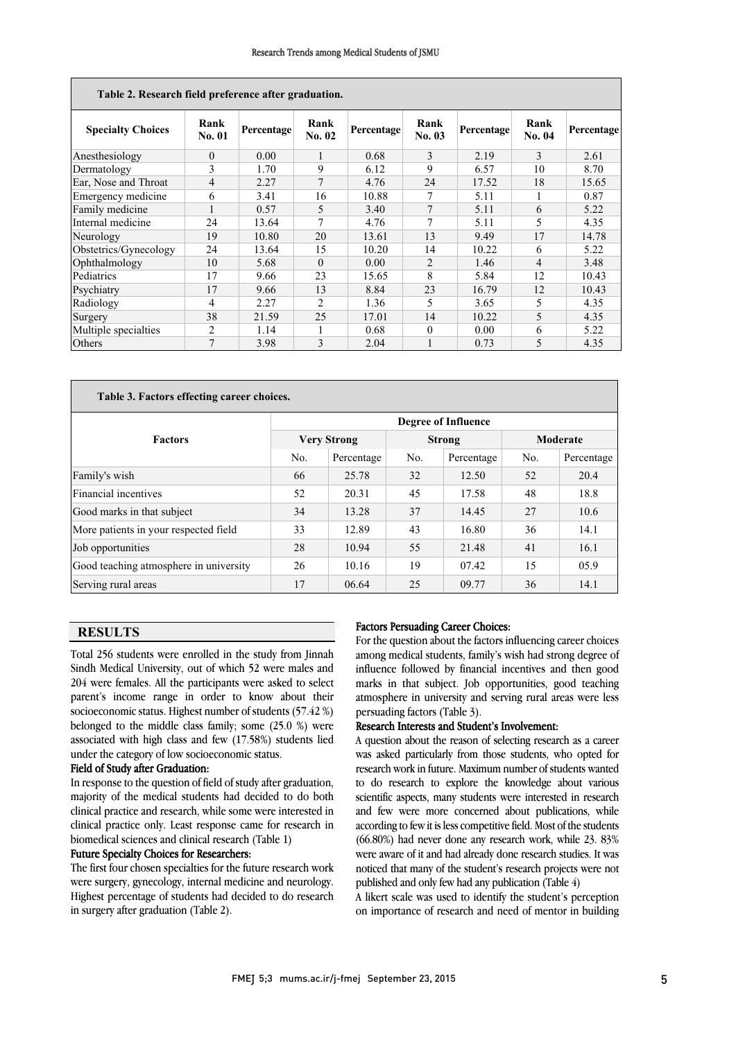**Table 2. Research field preference after graduation.**

| Specialty Choices | Rank No. 01 | Percentage | Rank No. 02 | Percentage | Rank No. 03 | Percentage | Rank No. 04 | Percentage |
|---|---|---|---|---|---|---|---|---|
| Anesthesiology | 0 | 0.00 | 1 | 0.68 | 3 | 2.19 | 3 | 2.61 |
| Dermatology | 3 | 1.70 | 9 | 6.12 | 9 | 6.57 | 10 | 8.70 |
| Ear, Nose and Throat | 4 | 2.27 | 7 | 4.76 | 24 | 17.52 | 18 | 15.65 |
| Emergency medicine | 6 | 3.41 | 16 | 10.88 | 7 | 5.11 | 1 | 0.87 |
| Family medicine | 1 | 0.57 | 5 | 3.40 | 7 | 5.11 | 6 | 5.22 |
| Internal medicine | 24 | 13.64 | 7 | 4.76 | 7 | 5.11 | 5 | 4.35 |
| Neurology | 19 | 10.80 | 20 | 13.61 | 13 | 9.49 | 17 | 14.78 |
| Obstetrics/Gynecology | 24 | 13.64 | 15 | 10.20 | 14 | 10.22 | 6 | 5.22 |
| Ophthalmology | 10 | 5.68 | 0 | 0.00 | 2 | 1.46 | 4 | 3.48 |
| Pediatrics | 17 | 9.66 | 23 | 15.65 | 8 | 5.84 | 12 | 10.43 |
| Psychiatry | 17 | 9.66 | 13 | 8.84 | 23 | 16.79 | 12 | 10.43 |
| Radiology | 4 | 2.27 | 2 | 1.36 | 5 | 3.65 | 5 | 4.35 |
| Surgery | 38 | 21.59 | 25 | 17.01 | 14 | 10.22 | 5 | 4.35 |
| Multiple specialties | 2 | 1.14 | 1 | 0.68 | 0 | 0.00 | 6 | 5.22 |
| Others | 7 | 3.98 | 3 | 2.04 | 1 | 0.73 | 5 | 4.35 |

**Table 3. Factors effecting career choices.**

| Factors | Degree of Influence | | | | | |
|---|---|---|---|---|---|---|
| | Very Strong | | Strong | | Moderate | |
| | No. | Percentage | No. | Percentage | No. | Percentage |
| Family's wish | 66 | 25.78 | 32 | 12.50 | 52 | 20.4 |
| Financial incentives | 52 | 20.31 | 45 | 17.58 | 48 | 18.8 |
| Good marks in that subject | 34 | 13.28 | 37 | 14.45 | 27 | 10.6 |
| More patients in your respected field | 33 | 12.89 | 43 | 16.80 | 36 | 14.1 |
| Job opportunities | 28 | 10.94 | 55 | 21.48 | 41 | 16.1 |
| Good teaching atmosphere in university | 26 | 10.16 | 19 | 07.42 | 15 | 05.9 |
| Serving rural areas | 17 | 06.64 | 25 | 09.77 | 36 | 14.1 |

## RESULTS

Total 256 students were enrolled in the study from Jinnah Sindh Medical University, out of which 52 were males and 204 were females. All the participants were asked to select parent's income range in order to know about their socioeconomic status. Highest number of students (57.42 %) belonged to the middle class family; some (25.0 %) were associated with high class and few (17.58%) students lied under the category of low socioeconomic status.

### Field of Study after Graduation:

In response to the question of field of study after graduation, majority of the medical students had decided to do both clinical practice and research, while some were interested in clinical practice only. Least response came for research in biomedical sciences and clinical research (Table 1)

### Future Specialty Choices for Researchers:

The first four chosen specialties for the future research work were surgery, gynecology, internal medicine and neurology. Highest percentage of students had decided to do research in surgery after graduation (Table 2).

### Factors Persuading Career Choices:

For the question about the factors influencing career choices among medical students, family's wish had strong degree of influence followed by financial incentives and then good marks in that subject. Job opportunities, good teaching atmosphere in university and serving rural areas were less persuading factors (Table 3).

### Research Interests and Student's Involvement:

A question about the reason of selecting research as a career was asked particularly from those students, who opted for research work in future. Maximum number of students wanted to do research to explore the knowledge about various scientific aspects, many students were interested in research and few were more concerned about publications, while according to few it is less competitive field. Most of the students (66.80%) had never done any research work, while 23. 83% were aware of it and had already done research studies. It was noticed that many of the student's research projects were not published and only few had any publication (Table 4)

A likert scale was used to identify the student's perception on importance of research and need of mentor in building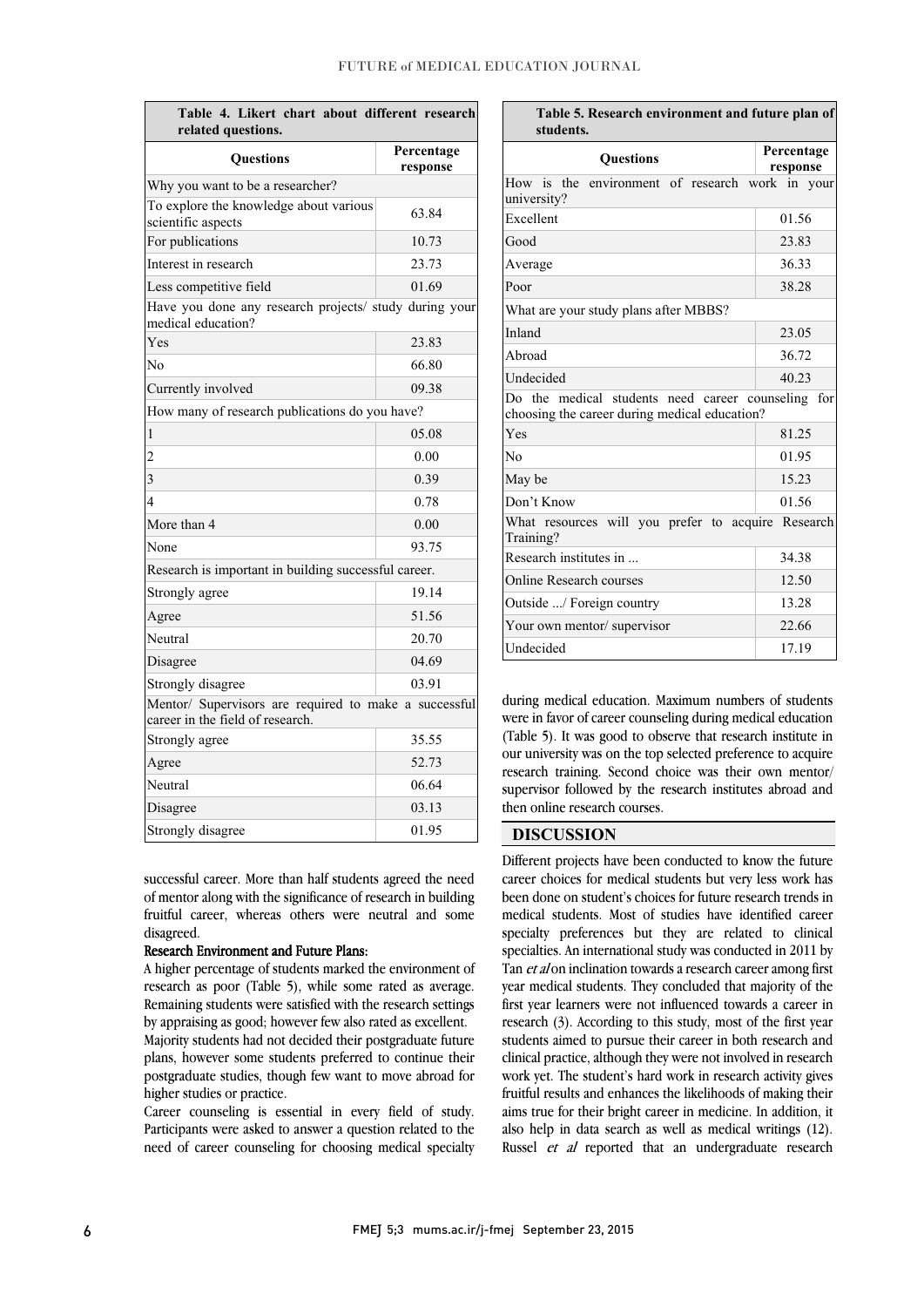**Table 4. Likert chart about different research related questions.**

| Questions | Percentage response |
| --- | --- |
| Why you want to be a researcher? | |
| To explore the knowledge about various scientific aspects | 63.84 |
| For publications | 10.73 |
| Interest in research | 23.73 |
| Less competitive field | 01.69 |
| Have you done any research projects/ study during your medical education? | |
| Yes | 23.83 |
| No | 66.80 |
| Currently involved | 09.38 |
| How many of research publications do you have? | |
| 1 | 05.08 |
| 2 | 0.00 |
| 3 | 0.39 |
| 4 | 0.78 |
| More than 4 | 0.00 |
| None | 93.75 |
| Research is important in building successful career. | |
| Strongly agree | 19.14 |
| Agree | 51.56 |
| Neutral | 20.70 |
| Disagree | 04.69 |
| Strongly disagree | 03.91 |
| Mentor/ Supervisors are required to make a successful career in the field of research. | |
| Strongly agree | 35.55 |
| Agree | 52.73 |
| Neutral | 06.64 |
| Disagree | 03.13 |
| Strongly disagree | 01.95 |

successful career. More than half students agreed the need of mentor along with the significance of research in building fruitful career, whereas others were neutral and some disagreed.

### Research Environment and Future Plans:

A higher percentage of students marked the environment of research as poor (Table 5), while some rated as average. Remaining students were satisfied with the research settings by appraising as good; however few also rated as excellent.

Majority students had not decided their postgraduate future plans, however some students preferred to continue their postgraduate studies, though few want to move abroad for higher studies or practice.

Career counseling is essential in every field of study. Participants were asked to answer a question related to the need of career counseling for choosing medical specialty during medical education. Maximum numbers of students were in favor of career counseling during medical education (Table 5). It was good to observe that research institute in our university was on the top selected preference to acquire research training. Second choice was their own mentor/ supervisor followed by the research institutes abroad and then online research courses.

**Table 5. Research environment and future plan of students.**

| Questions | Percentage response |
| --- | --- |
| How is the environment of research work in your university? | |
| Excellent | 01.56 |
| Good | 23.83 |
| Average | 36.33 |
| Poor | 38.28 |
| What are your study plans after MBBS? | |
| Inland | 23.05 |
| Abroad | 36.72 |
| Undecided | 40.23 |
| Do the medical students need career counseling for choosing the career during medical education? | |
| Yes | 81.25 |
| No | 01.95 |
| May be | 15.23 |
| Don't Know | 01.56 |
| What resources will you prefer to acquire Research Training? | |
| Research institutes in ... | 34.38 |
| Online Research courses | 12.50 |
| Outside .../ Foreign country | 13.28 |
| Your own mentor/ supervisor | 22.66 |
| Undecided | 17.19 |

## DISCUSSION

Different projects have been conducted to know the future career choices for medical students but very less work has been done on student's choices for future research trends in medical students. Most of studies have identified career specialty preferences but they are related to clinical specialties. An international study was conducted in 2011 by Tan *et al* on inclination towards a research career among first year medical students. They concluded that majority of the first year learners were not influenced towards a career in research (3). According to this study, most of the first year students aimed to pursue their career in both research and clinical practice, although they were not involved in research work yet. The student's hard work in research activity gives fruitful results and enhances the likelihoods of making their aims true for their bright career in medicine. In addition, it also help in data search as well as medical writings (12). Russel *et al* reported that an undergraduate research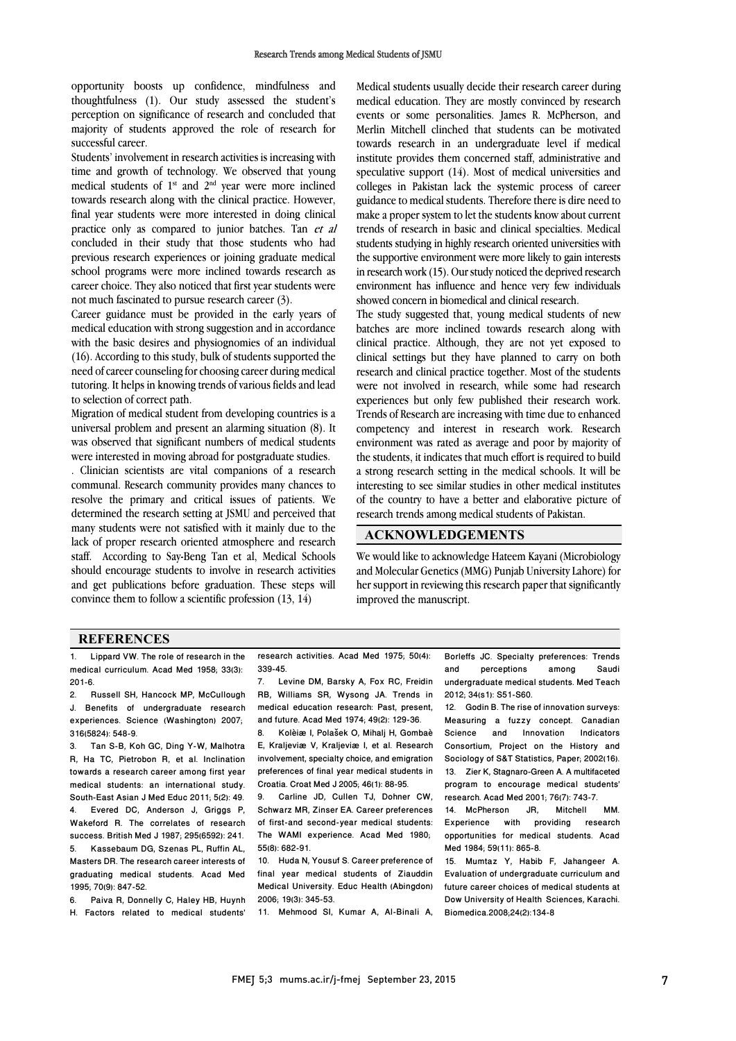opportunity boosts up confidence, mindfulness and thoughtfulness (1). Our study assessed the student's perception on significance of research and concluded that majority of students approved the role of research for successful career.

Students' involvement in research activities is increasing with time and growth of technology. We observed that young medical students of 1st and 2nd year were more inclined towards research along with the clinical practice. However, final year students were more interested in doing clinical practice only as compared to junior batches. Tan *et al* concluded in their study that those students who had previous research experiences or joining graduate medical school programs were more inclined towards research as career choice. They also noticed that first year students were not much fascinated to pursue research career (3).

Career guidance must be provided in the early years of medical education with strong suggestion and in accordance with the basic desires and physiognomies of an individual (16). According to this study, bulk of students supported the need of career counseling for choosing career during medical tutoring. It helps in knowing trends of various fields and lead to selection of correct path.

Migration of medical student from developing countries is a universal problem and present an alarming situation (8). It was observed that significant numbers of medical students were interested in moving abroad for postgraduate studies.

. Clinician scientists are vital companions of a research communal. Research community provides many chances to resolve the primary and critical issues of patients. We determined the research setting at JSMU and perceived that many students were not satisfied with it mainly due to the lack of proper research oriented atmosphere and research staff. According to Say-Beng Tan et al, Medical Schools should encourage students to involve in research activities and get publications before graduation. These steps will convince them to follow a scientific profession (13, 14)

Medical students usually decide their research career during medical education. They are mostly convinced by research events or some personalities. James R. McPherson, and Merlin Mitchell clinched that students can be motivated towards research in an undergraduate level if medical institute provides them concerned staff, administrative and speculative support (14). Most of medical universities and colleges in Pakistan lack the systemic process of career guidance to medical students. Therefore there is dire need to make a proper system to let the students know about current trends of research in basic and clinical specialties. Medical students studying in highly research oriented universities with the supportive environment were more likely to gain interests in research work (15). Our study noticed the deprived research environment has influence and hence very few individuals showed concern in biomedical and clinical research.

The study suggested that, young medical students of new batches are more inclined towards research along with clinical practice. Although, they are not yet exposed to clinical settings but they have planned to carry on both research and clinical practice together. Most of the students were not involved in research, while some had research experiences but only few published their research work. Trends of Research are increasing with time due to enhanced competency and interest in research work. Research environment was rated as average and poor by majority of the students, it indicates that much effort is required to build a strong research setting in the medical schools. It will be interesting to see similar studies in other medical institutes of the country to have a better and elaborative picture of research trends among medical students of Pakistan.

## ACKNOWLEDGEMENTS

We would like to acknowledge Hateem Kayani (Microbiology and Molecular Genetics (MMG) Punjab University Lahore) for her support in reviewing this research paper that significantly improved the manuscript.

## REFERENCES

1. Lippard VW. The role of research in the medical curriculum. Acad Med 1958; 33(3): 201-6.
2. Russell SH, Hancock MP, McCullough J. Benefits of undergraduate research experiences. Science (Washington) 2007; 316(5824): 548-9.
3. Tan S-B, Koh GC, Ding Y-W, Malhotra R, Ha TC, Pietrobon R, et al. Inclination towards a research career among first year medical students: an international study. South-East Asian J Med Educ 2011; 5(2): 49.
4. Evered DC, Anderson J, Griggs P, Wakeford R. The correlates of research success. British Med J 1987; 295(6592): 241.
5. Kassebaum DG, Szenas PL, Ruffin AL, Masters DR. The research career interests of graduating medical students. Acad Med 1995; 70(9): 847-52.
6. Paiva R, Donnelly C, Haley HB, Huynh H. Factors related to medical students' research activities. Acad Med 1975; 50(4): 339-45.
7. Levine DM, Barsky A, Fox RC, Freidin RB, Williams SR, Wysong JA. Trends in medical education research: Past, present, and future. Acad Med 1974; 49(2): 129-36.
8. Kolèiæ I, Polašek O, Mihalj H, Gombaè E, Kraljeviæ V, Kraljeviæ I, et al. Research involvement, specialty choice, and emigration preferences of final year medical students in Croatia. Croat Med J 2005; 46(1): 88-95.
9. Carline JD, Cullen TJ, Dohner CW, Schwarz MR, Zinser EA. Career preferences of first-and second-year medical students: The WAMI experience. Acad Med 1980; 55(8): 682-91.
10. Huda N, Yousuf S. Career preference of final year medical students of Ziauddin Medical University. Educ Health (Abingdon) 2006; 19(3): 345-53.
11. Mehmood SI, Kumar A, Al-Binali A, Borleffs JC. Specialty preferences: Trends and perceptions among Saudi undergraduate medical students. Med Teach 2012; 34(s1): S51-S60.
12. Godin B. The rise of innovation surveys: Measuring a fuzzy concept. Canadian Science and Innovation Indicators Consortium, Project on the History and Sociology of S&T Statistics, Paper; 2002(16).
13. Zier K, Stagnaro-Green A. A multifaceted program to encourage medical students' research. Acad Med 2001; 76(7): 743-7.
14. McPherson JR, Mitchell MM. Experience with providing research opportunities for medical students. Acad Med 1984; 59(11): 865-8.
15. Mumtaz Y, Habib F, Jahangeer A. Evaluation of undergraduate curriculum and future career choices of medical students at Dow University of Health Sciences, Karachi. Biomedica.2008;24(2):134-8